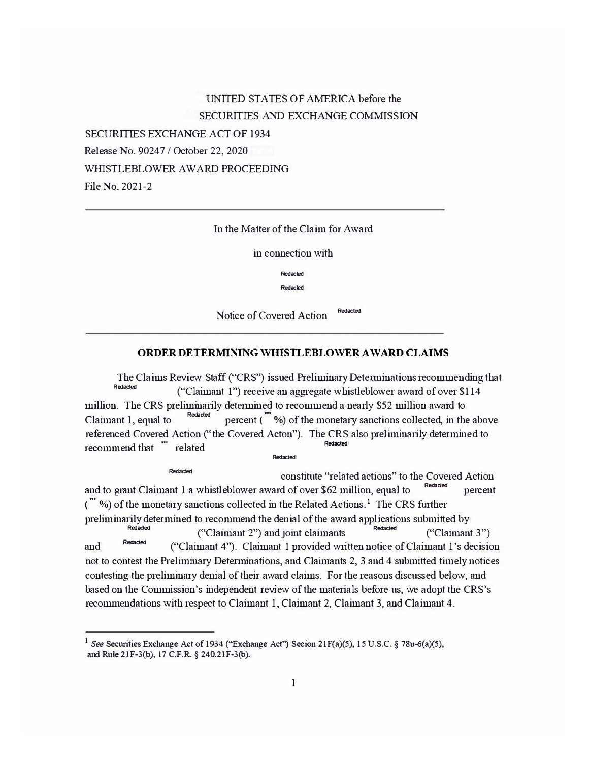UNITED STATES OF AMERICA before the
SECURITIES AND EXCHANGE COMMISSION

SECURITIES EXCHANGE ACT OF 1934
Release No. 90247 / October 22, 2020

WHISTLEBLOWER AWARD PROCEEDING
File No. 2021-2

---

In the Matter of the Claim for Award

in connection with

Redacted

Redacted

Notice of Covered Action Redacted

---

## ORDER DETERMINING WHISTLEBLOWER AWARD CLAIMS

The Claims Review Staff ("CRS") issued Preliminary Determinations recommending that Redacted ("Claimant 1") receive an aggregate whistleblower award of over $114 million. The CRS preliminarily determined to recommend a nearly $52 million award to Claimant 1, equal to Redacted percent (*** %) of the monetary sanctions collected, in the above referenced Covered Action ("the Covered Acton"). The CRS also preliminarily determined to recommend that *** related Redacted Redacted Redacted constitute "related actions" to the Covered Action and to grant Claimant 1 a whistleblower award of over $62 million, equal to Redacted percent (*** %) of the monetary sanctions collected in the Related Actions.[1] The CRS further preliminarily determined to recommend the denial of the award applications submitted by Redacted ("Claimant 2") and joint claimants Redacted ("Claimant 3") and Redacted ("Claimant 4"). Claimant 1 provided written notice of Claimant 1's decision not to contest the Preliminary Determinations, and Claimants 2, 3 and 4 submitted timely notices contesting the preliminary denial of their award claims. For the reasons discussed below, and based on the Commission's independent review of the materials before us, we adopt the CRS's recommendations with respect to Claimant 1, Claimant 2, Claimant 3, and Claimant 4.

---

[1] *See* Securities Exchange Act of 1934 ("Exchange Act") Secion 21F(a)(5), 15 U.S.C. § 78u-6(a)(5), and Rule 21F-3(b), 17 C.F.R. § 240.21F-3(b).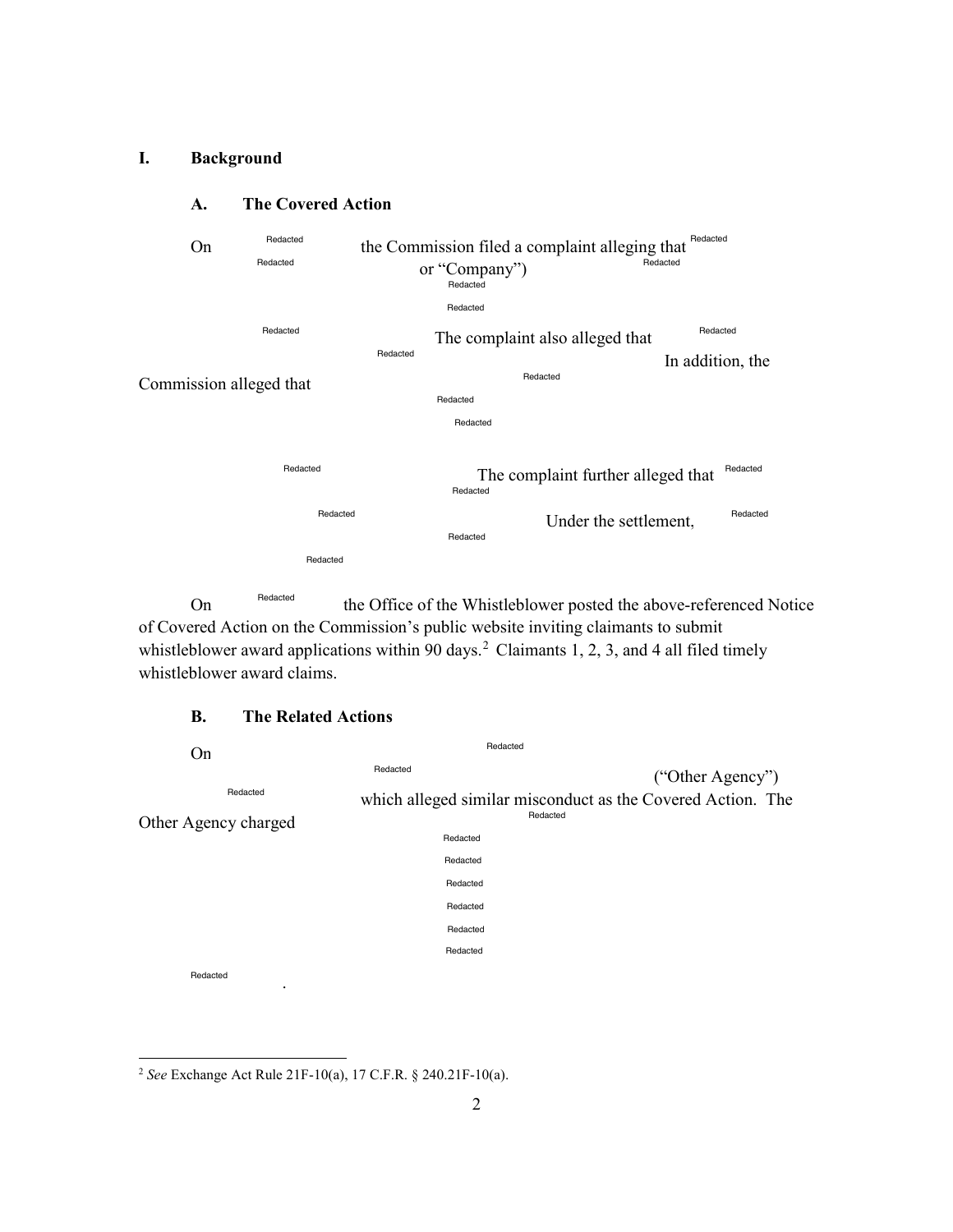## I. Background

### A. The Covered Action

On Redacted the Commission filed a complaint alleging that Redacted Redacted or "Company") Redacted Redacted Redacted

Redacted The complaint also alleged that Redacted Redacted In addition, the Commission alleged that Redacted Redacted Redacted

Redacted The complaint further alleged that Redacted Redacted Redacted Under the settlement, Redacted Redacted Redacted

On Redacted the Office of the Whistleblower posted the above-referenced Notice of Covered Action on the Commission's public website inviting claimants to submit whistleblower award applications within 90 days.[2] Claimants 1, 2, 3, and 4 all filed timely whistleblower award claims.

### B. The Related Actions

On Redacted Redacted ("Other Agency") Redacted which alleged similar misconduct as the Covered Action. The Other Agency charged Redacted Redacted Redacted Redacted Redacted Redacted Redacted

Redacted .

---

[2] *See* Exchange Act Rule 21F-10(a), 17 C.F.R. § 240.21F-10(a).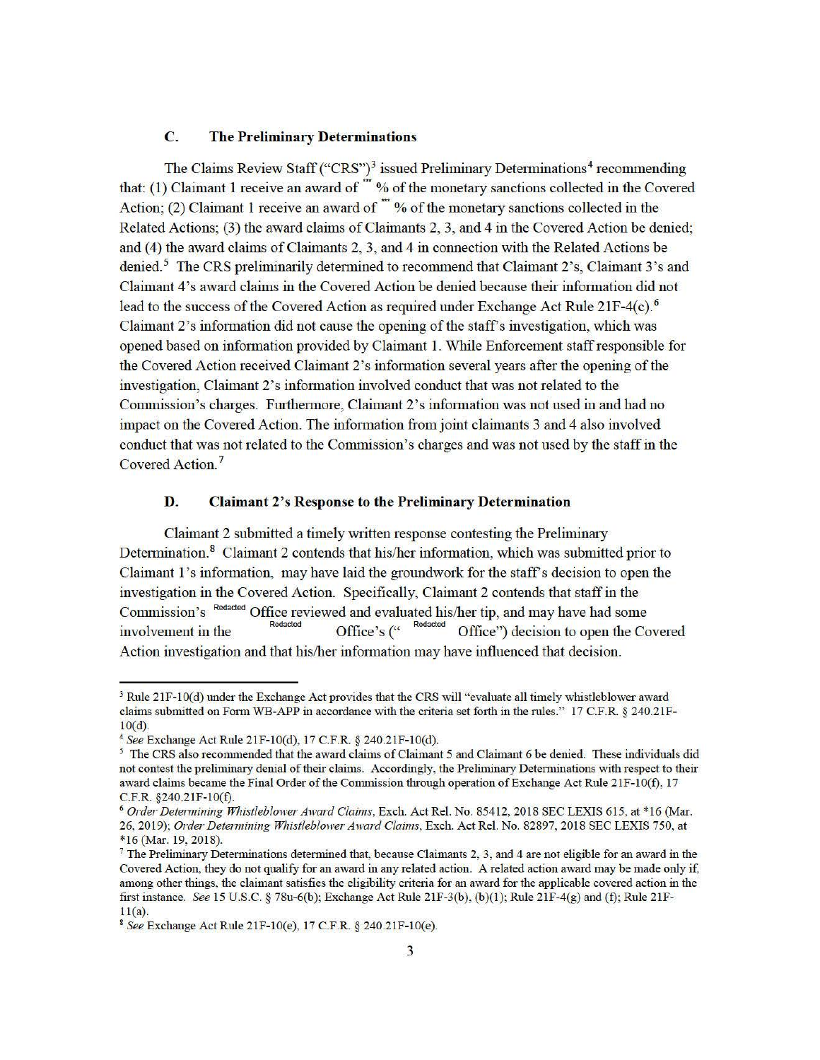### C. The Preliminary Determinations

The Claims Review Staff ("CRS")[3] issued Preliminary Determinations[4] recommending that: (1) Claimant 1 receive an award of *** % of the monetary sanctions collected in the Covered Action; (2) Claimant 1 receive an award of *** % of the monetary sanctions collected in the Related Actions; (3) the award claims of Claimants 2, 3, and 4 in the Covered Action be denied; and (4) the award claims of Claimants 2, 3, and 4 in connection with the Related Actions be denied.[5] The CRS preliminarily determined to recommend that Claimant 2's, Claimant 3's and Claimant 4's award claims in the Covered Action be denied because their information did not lead to the success of the Covered Action as required under Exchange Act Rule 21F-4(c).[6] Claimant 2's information did not cause the opening of the staff's investigation, which was opened based on information provided by Claimant 1. While Enforcement staff responsible for the Covered Action received Claimant 2's information several years after the opening of the investigation, Claimant 2's information involved conduct that was not related to the Commission's charges. Furthermore, Claimant 2's information was not used in and had no impact on the Covered Action. The information from joint claimants 3 and 4 also involved conduct that was not related to the Commission's charges and was not used by the staff in the Covered Action.[7]

### D. Claimant 2's Response to the Preliminary Determination

Claimant 2 submitted a timely written response contesting the Preliminary Determination.[8] Claimant 2 contends that his/her information, which was submitted prior to Claimant 1's information, may have laid the groundwork for the staff's decision to open the investigation in the Covered Action. Specifically, Claimant 2 contends that staff in the Commission's Redacted Office reviewed and evaluated his/her tip, and may have had some involvement in the Redacted Office's (" Redacted Office") decision to open the Covered Action investigation and that his/her information may have influenced that decision.

---

[3] Rule 21F-10(d) under the Exchange Act provides that the CRS will "evaluate all timely whistleblower award claims submitted on Form WB-APP in accordance with the criteria set forth in the rules." 17 C.F.R. § 240.21F-10(d).

[4] *See* Exchange Act Rule 21F-10(d), 17 C.F.R. § 240.21F-10(d).

[5] The CRS also recommended that the award claims of Claimant 5 and Claimant 6 be denied. These individuals did not contest the preliminary denial of their claims. Accordingly, the Preliminary Determinations with respect to their award claims became the Final Order of the Commission through operation of Exchange Act Rule 21F-10(f), 17 C.F.R. §240.21F-10(f).

[6] *Order Determining Whistleblower Award Claims*, Exch. Act Rel. No. 85412, 2018 SEC LEXIS 615, at *16 (Mar. 26, 2019); *Order Determining Whistleblower Award Claims*, Exch. Act Rel. No. 82897, 2018 SEC LEXIS 750, at *16 (Mar. 19, 2018).

[7] The Preliminary Determinations determined that, because Claimants 2, 3, and 4 are not eligible for an award in the Covered Action, they do not qualify for an award in any related action. A related action award may be made only if, among other things, the claimant satisfies the eligibility criteria for an award for the applicable covered action in the first instance. *See* 15 U.S.C. § 78u-6(b); Exchange Act Rule 21F-3(b), (b)(1); Rule 21F-4(g) and (f); Rule 21F-11(a).

[8] *See* Exchange Act Rule 21F-10(e), 17 C.F.R. § 240.21F-10(e).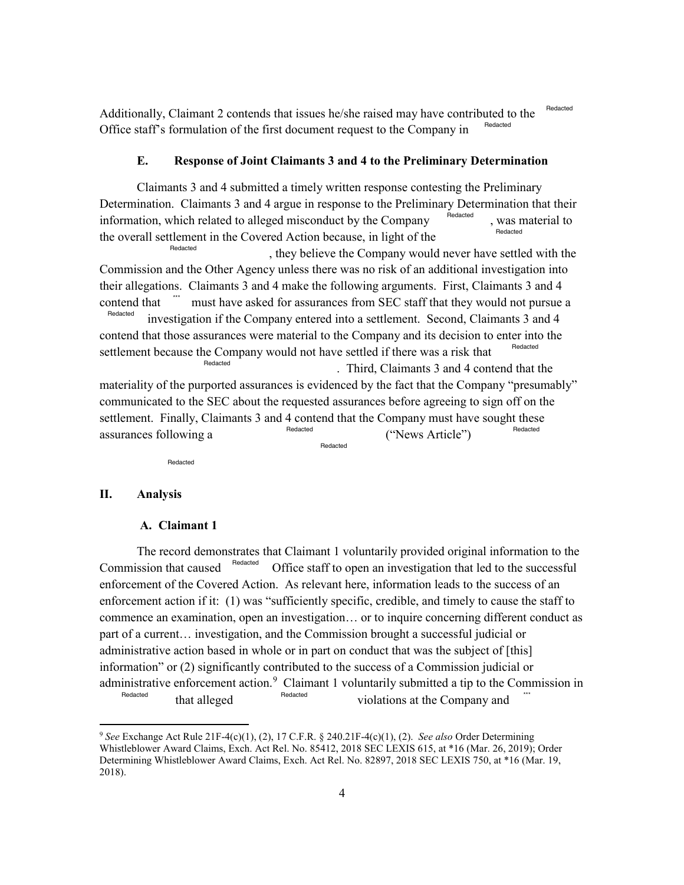Additionally, Claimant 2 contends that issues he/she raised may have contributed to the Redacted Office staff's formulation of the first document request to the Company in Redacted

### E. Response of Joint Claimants 3 and 4 to the Preliminary Determination

Claimants 3 and 4 submitted a timely written response contesting the Preliminary Determination. Claimants 3 and 4 argue in response to the Preliminary Determination that their information, which related to alleged misconduct by the Company Redacted, was material to the overall settlement in the Covered Action because, in light of the Redacted Redacted, they believe the Company would never have settled with the Commission and the Other Agency unless there was no risk of an additional investigation into their allegations. Claimants 3 and 4 make the following arguments. First, Claimants 3 and 4 contend that *** must have asked for assurances from SEC staff that they would not pursue a Redacted investigation if the Company entered into a settlement. Second, Claimants 3 and 4 contend that those assurances were material to the Company and its decision to enter into the settlement because the Company would not have settled if there was a risk that Redacted Redacted. Third, Claimants 3 and 4 contend that the materiality of the purported assurances is evidenced by the fact that the Company "presumably" communicated to the SEC about the requested assurances before agreeing to sign off on the settlement. Finally, Claimants 3 and 4 contend that the Company must have sought these assurances following a Redacted ("News Article") Redacted Redacted

Redacted

## II. Analysis

### A. Claimant 1

The record demonstrates that Claimant 1 voluntarily provided original information to the Commission that caused Redacted Office staff to open an investigation that led to the successful enforcement of the Covered Action. As relevant here, information leads to the success of an enforcement action if it: (1) was "sufficiently specific, credible, and timely to cause the staff to commence an examination, open an investigation… or to inquire concerning different conduct as part of a current… investigation, and the Commission brought a successful judicial or administrative action based in whole or in part on conduct that was the subject of [this] information" or (2) significantly contributed to the success of a Commission judicial or administrative enforcement action.[9] Claimant 1 voluntarily submitted a tip to the Commission in Redacted that alleged Redacted violations at the Company and ***

---

[9] *See* Exchange Act Rule 21F-4(c)(1), (2), 17 C.F.R. § 240.21F-4(c)(1), (2). *See also* Order Determining Whistleblower Award Claims, Exch. Act Rel. No. 85412, 2018 SEC LEXIS 615, at *16 (Mar. 26, 2019); Order Determining Whistleblower Award Claims, Exch. Act Rel. No. 82897, 2018 SEC LEXIS 750, at *16 (Mar. 19, 2018).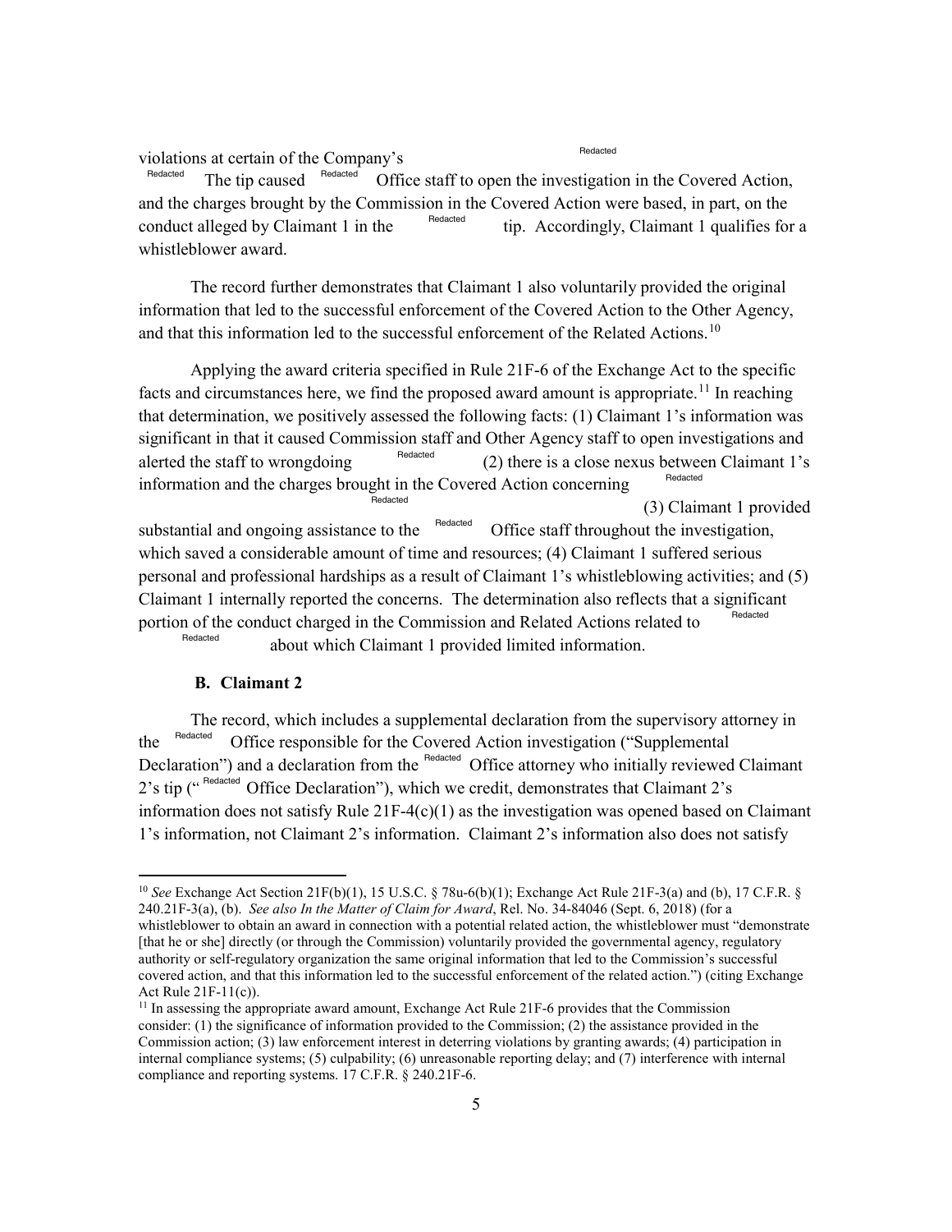violations at certain of the Company's Redacted Redacted The tip caused Redacted Office staff to open the investigation in the Covered Action, and the charges brought by the Commission in the Covered Action were based, in part, on the conduct alleged by Claimant 1 in the Redacted tip. Accordingly, Claimant 1 qualifies for a whistleblower award.

The record further demonstrates that Claimant 1 also voluntarily provided the original information that led to the successful enforcement of the Covered Action to the Other Agency, and that this information led to the successful enforcement of the Related Actions.[10]

Applying the award criteria specified in Rule 21F-6 of the Exchange Act to the specific facts and circumstances here, we find the proposed award amount is appropriate.[11] In reaching that determination, we positively assessed the following facts: (1) Claimant 1's information was significant in that it caused Commission staff and Other Agency staff to open investigations and alerted the staff to wrongdoing Redacted (2) there is a close nexus between Claimant 1's information and the charges brought in the Covered Action concerning Redacted Redacted (3) Claimant 1 provided substantial and ongoing assistance to the Redacted Office staff throughout the investigation, which saved a considerable amount of time and resources; (4) Claimant 1 suffered serious personal and professional hardships as a result of Claimant 1's whistleblowing activities; and (5) Claimant 1 internally reported the concerns. The determination also reflects that a significant portion of the conduct charged in the Commission and Related Actions related to Redacted Redacted about which Claimant 1 provided limited information.

## B. Claimant 2

The record, which includes a supplemental declaration from the supervisory attorney in the Redacted Office responsible for the Covered Action investigation ("Supplemental Declaration") and a declaration from the Redacted Office attorney who initially reviewed Claimant 2's tip (" Redacted Office Declaration"), which we credit, demonstrates that Claimant 2's information does not satisfy Rule 21F-4(c)(1) as the investigation was opened based on Claimant 1's information, not Claimant 2's information. Claimant 2's information also does not satisfy

---

[10] *See* Exchange Act Section 21F(b)(1), 15 U.S.C. § 78u-6(b)(1); Exchange Act Rule 21F-3(a) and (b), 17 C.F.R. § 240.21F-3(a), (b). *See also In the Matter of Claim for Award*, Rel. No. 34-84046 (Sept. 6, 2018) (for a whistleblower to obtain an award in connection with a potential related action, the whistleblower must "demonstrate [that he or she] directly (or through the Commission) voluntarily provided the governmental agency, regulatory authority or self-regulatory organization the same original information that led to the Commission's successful covered action, and that this information led to the successful enforcement of the related action.") (citing Exchange Act Rule 21F-11(c)).

[11] In assessing the appropriate award amount, Exchange Act Rule 21F-6 provides that the Commission consider: (1) the significance of information provided to the Commission; (2) the assistance provided in the Commission action; (3) law enforcement interest in deterring violations by granting awards; (4) participation in internal compliance systems; (5) culpability; (6) unreasonable reporting delay; and (7) interference with internal compliance and reporting systems. 17 C.F.R. § 240.21F-6.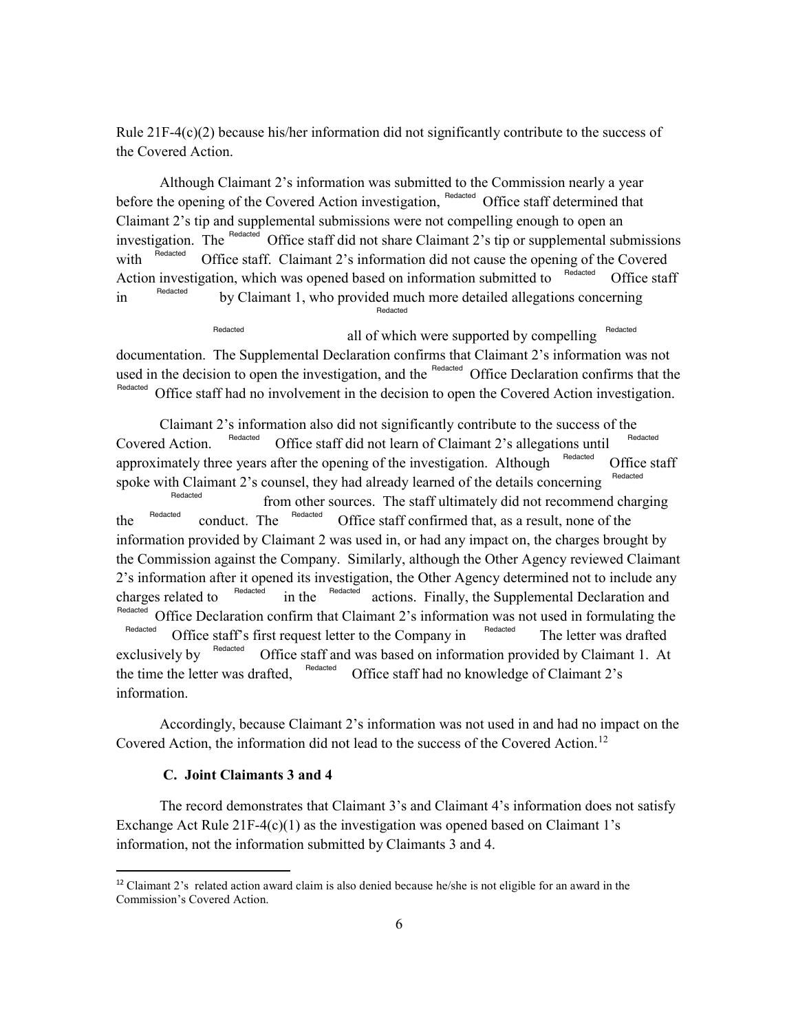Rule 21F-4(c)(2) because his/her information did not significantly contribute to the success of the Covered Action.

Although Claimant 2's information was submitted to the Commission nearly a year before the opening of the Covered Action investigation, Redacted Office staff determined that Claimant 2's tip and supplemental submissions were not compelling enough to open an investigation. The Redacted Office staff did not share Claimant 2's tip or supplemental submissions with Redacted Office staff. Claimant 2's information did not cause the opening of the Covered Action investigation, which was opened based on information submitted to Redacted Office staff in Redacted by Claimant 1, who provided much more detailed allegations concerning Redacted Redacted all of which were supported by compelling Redacted documentation. The Supplemental Declaration confirms that Claimant 2's information was not used in the decision to open the investigation, and the Redacted Office Declaration confirms that the Redacted Office staff had no involvement in the decision to open the Covered Action investigation.

Claimant 2's information also did not significantly contribute to the success of the Covered Action. Redacted Office staff did not learn of Claimant 2's allegations until Redacted approximately three years after the opening of the investigation. Although Redacted Office staff spoke with Claimant 2's counsel, they had already learned of the details concerning Redacted Redacted from other sources. The staff ultimately did not recommend charging the Redacted conduct. The Redacted Office staff confirmed that, as a result, none of the information provided by Claimant 2 was used in, or had any impact on, the charges brought by the Commission against the Company. Similarly, although the Other Agency reviewed Claimant 2's information after it opened its investigation, the Other Agency determined not to include any charges related to Redacted in the Redacted actions. Finally, the Supplemental Declaration and Redacted Office Declaration confirm that Claimant 2's information was not used in formulating the Redacted Office staff's first request letter to the Company in Redacted The letter was drafted exclusively by Redacted Office staff and was based on information provided by Claimant 1. At the time the letter was drafted, Redacted Office staff had no knowledge of Claimant 2's information.

Accordingly, because Claimant 2's information was not used in and had no impact on the Covered Action, the information did not lead to the success of the Covered Action.[12]

### C. Joint Claimants 3 and 4

The record demonstrates that Claimant 3's and Claimant 4's information does not satisfy Exchange Act Rule 21F-4(c)(1) as the investigation was opened based on Claimant 1's information, not the information submitted by Claimants 3 and 4.

---

[12] Claimant 2's related action award claim is also denied because he/she is not eligible for an award in the Commission's Covered Action.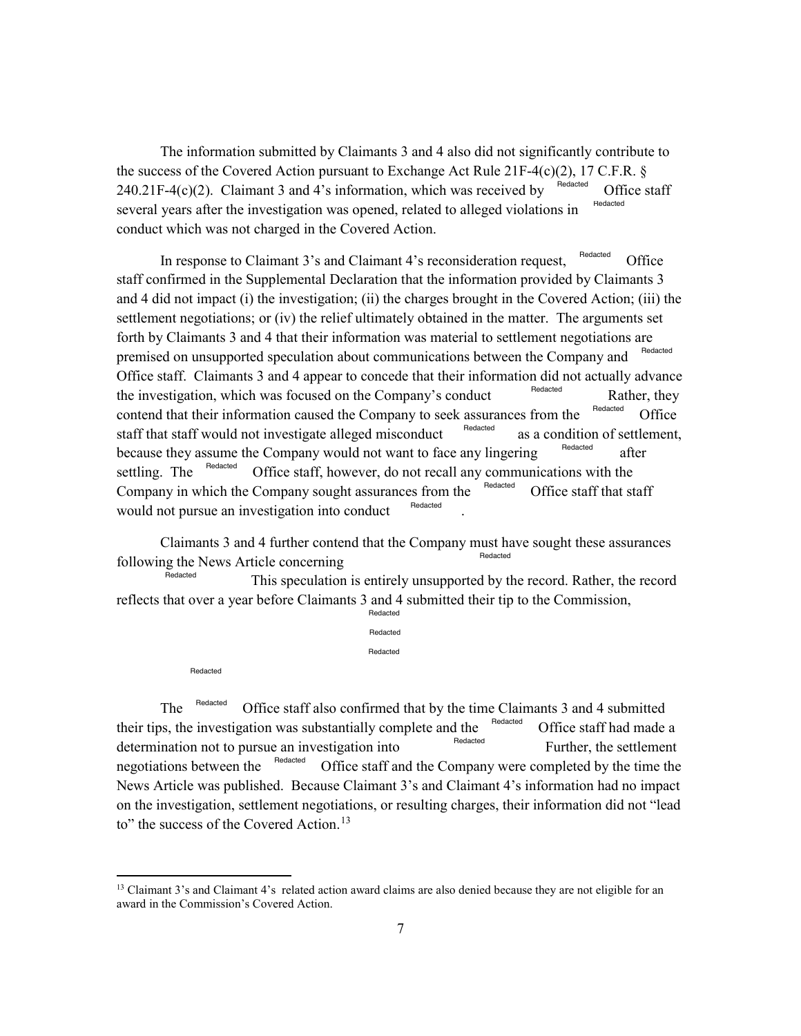The information submitted by Claimants 3 and 4 also did not significantly contribute to the success of the Covered Action pursuant to Exchange Act Rule 21F-4(c)(2), 17 C.F.R. § 240.21F-4(c)(2). Claimant 3 and 4's information, which was received by Redacted Office staff several years after the investigation was opened, related to alleged violations in Redacted conduct which was not charged in the Covered Action.

In response to Claimant 3's and Claimant 4's reconsideration request, Redacted Office staff confirmed in the Supplemental Declaration that the information provided by Claimants 3 and 4 did not impact (i) the investigation; (ii) the charges brought in the Covered Action; (iii) the settlement negotiations; or (iv) the relief ultimately obtained in the matter. The arguments set forth by Claimants 3 and 4 that their information was material to settlement negotiations are premised on unsupported speculation about communications between the Company and Redacted Office staff. Claimants 3 and 4 appear to concede that their information did not actually advance the investigation, which was focused on the Company's conduct Redacted Rather, they contend that their information caused the Company to seek assurances from the Redacted Office staff that staff would not investigate alleged misconduct Redacted as a condition of settlement, because they assume the Company would not want to face any lingering Redacted after settling. The Redacted Office staff, however, do not recall any communications with the Company in which the Company sought assurances from the Redacted Office staff that staff would not pursue an investigation into conduct Redacted.

Claimants 3 and 4 further contend that the Company must have sought these assurances following the News Article concerning Redacted Redacted This speculation is entirely unsupported by the record. Rather, the record reflects that over a year before Claimants 3 and 4 submitted their tip to the Commission, Redacted Redacted Redacted Redacted

The Redacted Office staff also confirmed that by the time Claimants 3 and 4 submitted their tips, the investigation was substantially complete and the Redacted Office staff had made a determination not to pursue an investigation into Redacted Further, the settlement negotiations between the Redacted Office staff and the Company were completed by the time the News Article was published. Because Claimant 3's and Claimant 4's information had no impact on the investigation, settlement negotiations, or resulting charges, their information did not "lead to" the success of the Covered Action.[13]

[13] Claimant 3's and Claimant 4's related action award claims are also denied because they are not eligible for an award in the Commission's Covered Action.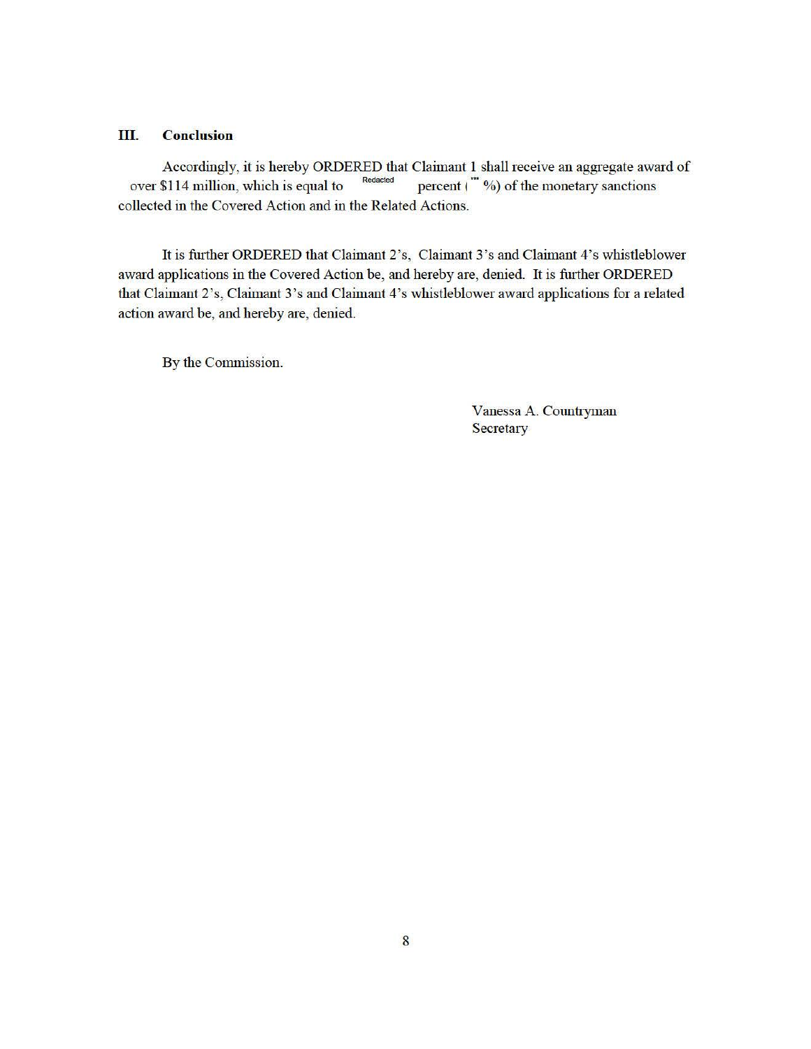## III. Conclusion

Accordingly, it is hereby ORDERED that Claimant 1 shall receive an aggregate award of over $114 million, which is equal to Redacted percent (*** %) of the monetary sanctions collected in the Covered Action and in the Related Actions.

It is further ORDERED that Claimant 2's, Claimant 3's and Claimant 4's whistleblower award applications in the Covered Action be, and hereby are, denied. It is further ORDERED that Claimant 2's, Claimant 3's and Claimant 4's whistleblower award applications for a related action award be, and hereby are, denied.

By the Commission.

Vanessa A. Countryman
Secretary